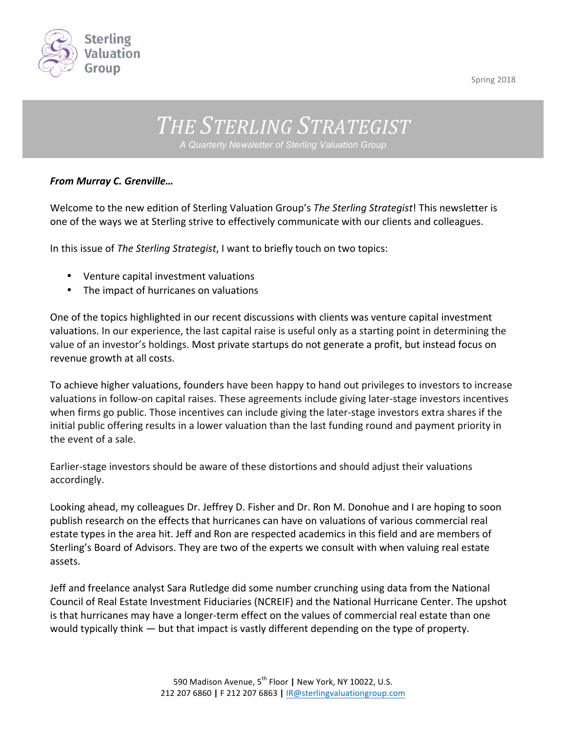Sterling Valuation Group

Spring 2018

# *THE STERLING STRATEGIST*

*A Quarterly Newsletter of Sterling Valuation Group*

***From Murray C. Grenville…***

Welcome to the new edition of Sterling Valuation Group's *The Sterling Strategist*! This newsletter is one of the ways we at Sterling strive to effectively communicate with our clients and colleagues.

In this issue of *The Sterling Strategist*, I want to briefly touch on two topics:

- Venture capital investment valuations
- The impact of hurricanes on valuations

One of the topics highlighted in our recent discussions with clients was venture capital investment valuations. In our experience, the last capital raise is useful only as a starting point in determining the value of an investor's holdings. Most private startups do not generate a profit, but instead focus on revenue growth at all costs.

To achieve higher valuations, founders have been happy to hand out privileges to investors to increase valuations in follow-on capital raises. These agreements include giving later-stage investors incentives when firms go public. Those incentives can include giving the later-stage investors extra shares if the initial public offering results in a lower valuation than the last funding round and payment priority in the event of a sale.

Earlier-stage investors should be aware of these distortions and should adjust their valuations accordingly.

Looking ahead, my colleagues Dr. Jeffrey D. Fisher and Dr. Ron M. Donohue and I are hoping to soon publish research on the effects that hurricanes can have on valuations of various commercial real estate types in the area hit. Jeff and Ron are respected academics in this field and are members of Sterling's Board of Advisors. They are two of the experts we consult with when valuing real estate assets.

Jeff and freelance analyst Sara Rutledge did some number crunching using data from the National Council of Real Estate Investment Fiduciaries (NCREIF) and the National Hurricane Center. The upshot is that hurricanes may have a longer-term effect on the values of commercial real estate than one would typically think — but that impact is vastly different depending on the type of property.

590 Madison Avenue, 5th Floor | New York, NY 10022, U.S.
212 207 6860 | F 212 207 6863 | IR@sterlingvaluationgroup.com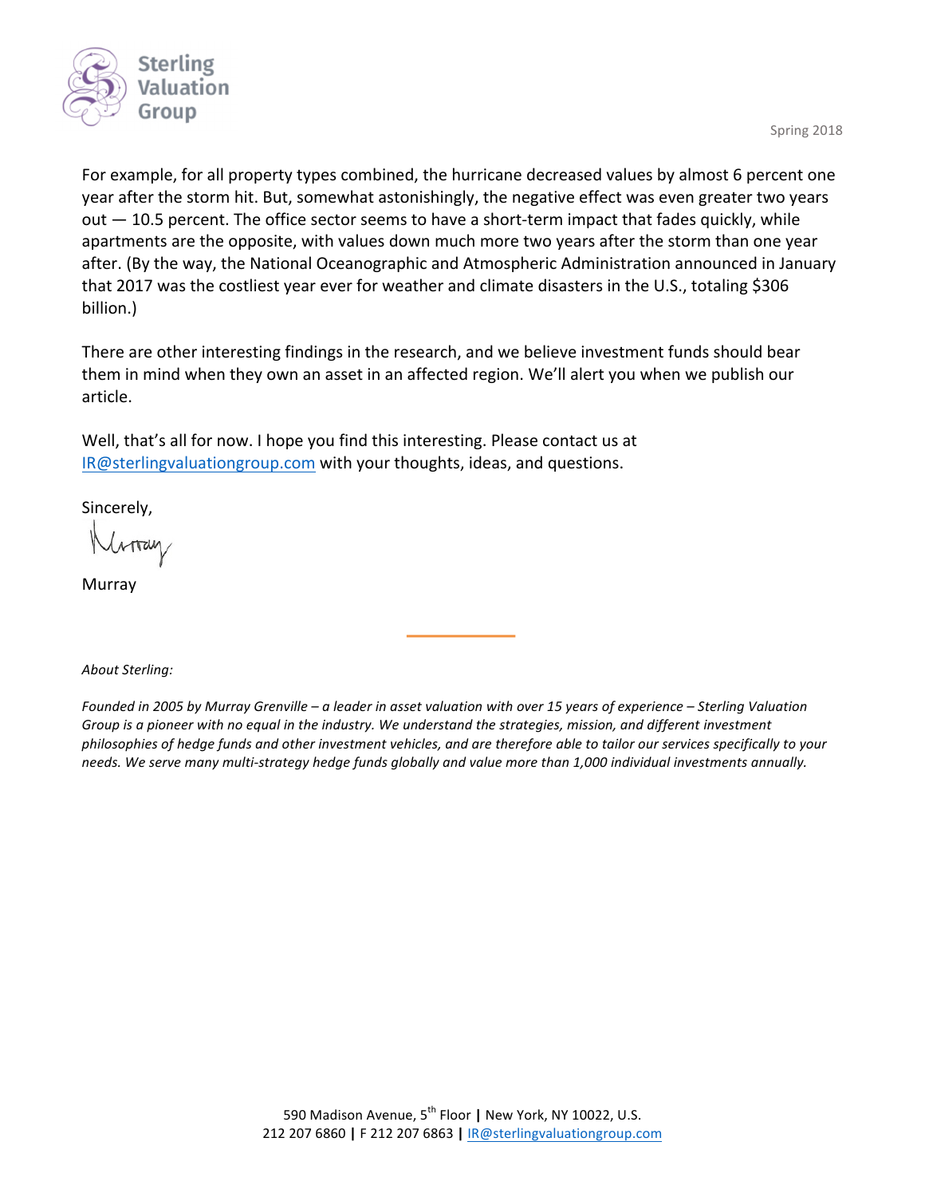For example, for all property types combined, the hurricane decreased values by almost 6 percent one year after the storm hit. But, somewhat astonishingly, the negative effect was even greater two years out — 10.5 percent. The office sector seems to have a short-term impact that fades quickly, while apartments are the opposite, with values down much more two years after the storm than one year after. (By the way, the National Oceanographic and Atmospheric Administration announced in January that 2017 was the costliest year ever for weather and climate disasters in the U.S., totaling $306 billion.)

There are other interesting findings in the research, and we believe investment funds should bear them in mind when they own an asset in an affected region. We'll alert you when we publish our article.

Well, that's all for now. I hope you find this interesting. Please contact us at IR@sterlingvaluationgroup.com with your thoughts, ideas, and questions.

Sincerely,

Murray

*About Sterling:*

*Founded in 2005 by Murray Grenville – a leader in asset valuation with over 15 years of experience – Sterling Valuation Group is a pioneer with no equal in the industry. We understand the strategies, mission, and different investment philosophies of hedge funds and other investment vehicles, and are therefore able to tailor our services specifically to your needs. We serve many multi-strategy hedge funds globally and value more than 1,000 individual investments annually.*

590 Madison Avenue, 5th Floor | New York, NY 10022, U.S.
212 207 6860 | F 212 207 6863 | IR@sterlingvaluationgroup.com